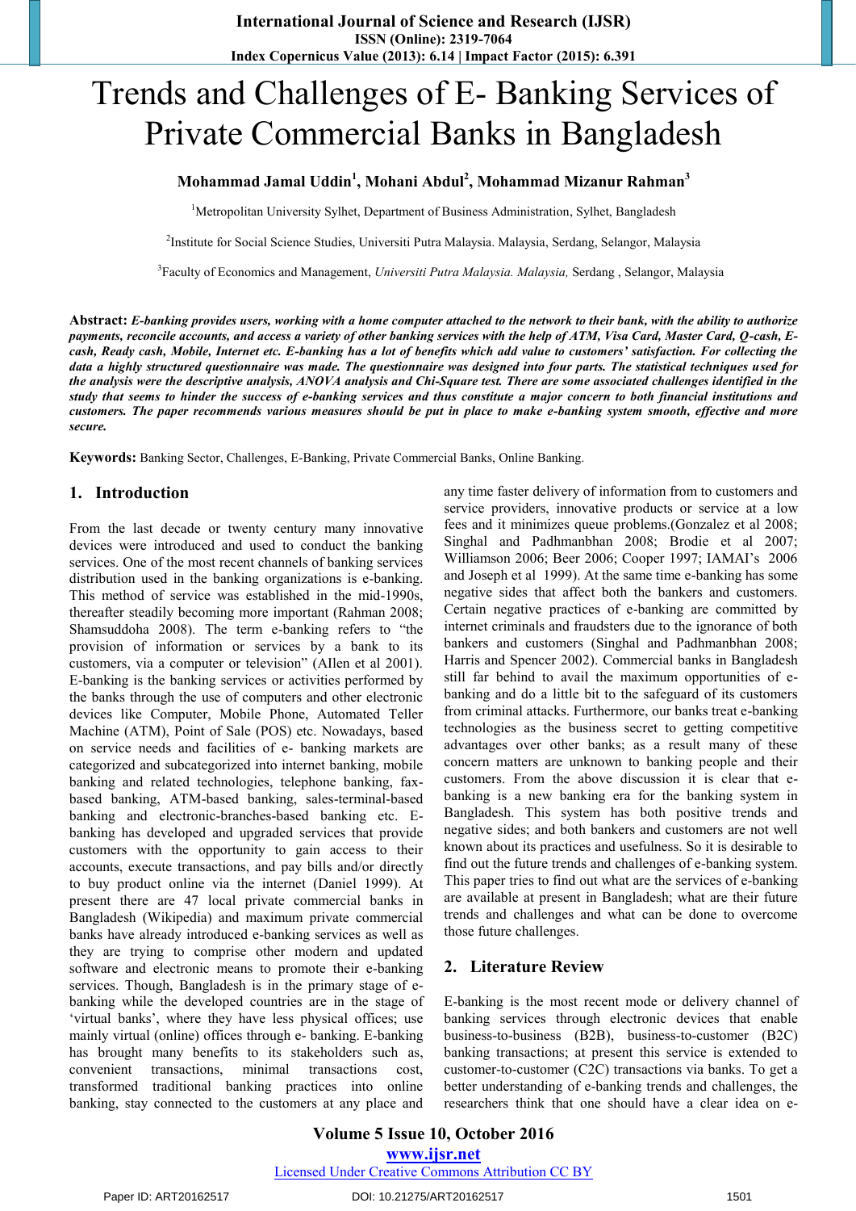# Trends and Challenges of E- Banking Services of Private Commercial Banks in Bangladesh

**Mohammad Jamal Uddin[1], Mohani Abdul[2], Mohammad Mizanur Rahman[3]**

[1]Metropolitan University Sylhet, Department of Business Administration, Sylhet, Bangladesh

[2]Institute for Social Science Studies, Universiti Putra Malaysia. Malaysia, Serdang, Selangor, Malaysia

[3]Faculty of Economics and Management, *Universiti Putra Malaysia. Malaysia,* Serdang , Selangor, Malaysia

**Abstract:** ***E-banking provides users, working with a home computer attached to the network to their bank, with the ability to authorize payments, reconcile accounts, and access a variety of other banking services with the help of ATM, Visa Card, Master Card, Q-cash, E-cash, Ready cash, Mobile, Internet etc. E-banking has a lot of benefits which add value to customers' satisfaction. For collecting the data a highly structured questionnaire was made. The questionnaire was designed into four parts. The statistical techniques used for the analysis were the descriptive analysis, ANOVA analysis and Chi-Square test. There are some associated challenges identified in the study that seems to hinder the success of e-banking services and thus constitute a major concern to both financial institutions and customers. The paper recommends various measures should be put in place to make e-banking system smooth, effective and more secure.***

**Keywords:** Banking Sector, Challenges, E-Banking, Private Commercial Banks, Online Banking.

## 1. Introduction

From the last decade or twenty century many innovative devices were introduced and used to conduct the banking services. One of the most recent channels of banking services distribution used in the banking organizations is e-banking. This method of service was established in the mid-1990s, thereafter steadily becoming more important (Rahman 2008; Shamsuddoha 2008). The term e-banking refers to "the provision of information or services by a bank to its customers, via a computer or television" (AIlen et al 2001). E-banking is the banking services or activities performed by the banks through the use of computers and other electronic devices like Computer, Mobile Phone, Automated Teller Machine (ATM), Point of Sale (POS) etc. Nowadays, based on service needs and facilities of e- banking markets are categorized and subcategorized into internet banking, mobile banking and related technologies, telephone banking, fax-based banking, ATM-based banking, sales-terminal-based banking and electronic-branches-based banking etc. E-banking has developed and upgraded services that provide customers with the opportunity to gain access to their accounts, execute transactions, and pay bills and/or directly to buy product online via the internet (Daniel 1999). At present there are 47 local private commercial banks in Bangladesh (Wikipedia) and maximum private commercial banks have already introduced e-banking services as well as they are trying to comprise other modern and updated software and electronic means to promote their e-banking services. Though, Bangladesh is in the primary stage of e-banking while the developed countries are in the stage of 'virtual banks', where they have less physical offices; use mainly virtual (online) offices through e- banking. E-banking has brought many benefits to its stakeholders such as, convenient transactions, minimal transactions cost, transformed traditional banking practices into online banking, stay connected to the customers at any place and any time faster delivery of information from to customers and service providers, innovative products or service at a low fees and it minimizes queue problems.(Gonzalez et al 2008; Singhal and Padhmanbhan 2008; Brodie et al 2007; Williamson 2006; Beer 2006; Cooper 1997; IAMAI's 2006 and Joseph et al 1999). At the same time e-banking has some negative sides that affect both the bankers and customers. Certain negative practices of e-banking are committed by internet criminals and fraudsters due to the ignorance of both bankers and customers (Singhal and Padhmanbhan 2008; Harris and Spencer 2002). Commercial banks in Bangladesh still far behind to avail the maximum opportunities of e-banking and do a little bit to the safeguard of its customers from criminal attacks. Furthermore, our banks treat e-banking technologies as the business secret to getting competitive advantages over other banks; as a result many of these concern matters are unknown to banking people and their customers. From the above discussion it is clear that e-banking is a new banking era for the banking system in Bangladesh. This system has both positive trends and negative sides; and both bankers and customers are not well known about its practices and usefulness. So it is desirable to find out the future trends and challenges of e-banking system. This paper tries to find out what are the services of e-banking are available at present in Bangladesh; what are their future trends and challenges and what can be done to overcome those future challenges.

## 2. Literature Review

E-banking is the most recent mode or delivery channel of banking services through electronic devices that enable business-to-business (B2B), business-to-customer (B2C) banking transactions; at present this service is extended to customer-to-customer (C2C) transactions via banks. To get a better understanding of e-banking trends and challenges, the researchers think that one should have a clear idea on e-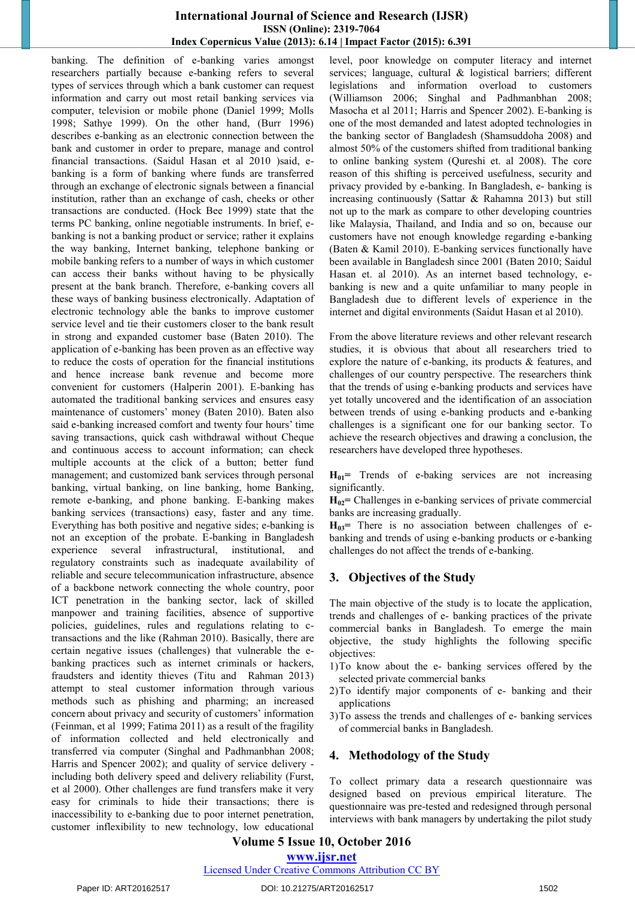banking. The definition of e-banking varies amongst researchers partially because e-banking refers to several types of services through which a bank customer can request information and carry out most retail banking services via computer, television or mobile phone (Daniel 1999; Molls 1998; Sathye 1999). On the other hand, (Burr 1996) describes e-banking as an electronic connection between the bank and customer in order to prepare, manage and control financial transactions. (Saidul Hasan et al 2010 )said, e-banking is a form of banking where funds are transferred through an exchange of electronic signals between a financial institution, rather than an exchange of cash, cheeks or other transactions are conducted. (Hock Bee 1999) state that the terms PC banking, online negotiable instruments. In brief, e-banking is not a banking product or service; rather it explains the way banking, Internet banking, telephone banking or mobile banking refers to a number of ways in which customer can access their banks without having to be physically present at the bank branch. Therefore, e-banking covers all these ways of banking business electronically. Adaptation of electronic technology able the banks to improve customer service level and tie their customers closer to the bank result in strong and expanded customer base (Baten 2010). The application of e-banking has been proven as an effective way to reduce the costs of operation for the financial institutions and hence increase bank revenue and become more convenient for customers (Halperin 2001). E-banking has automated the traditional banking services and ensures easy maintenance of customers' money (Baten 2010). Baten also said e-banking increased comfort and twenty four hours' time saving transactions, quick cash withdrawal without Cheque and continuous access to account information; can check multiple accounts at the click of a button; better fund management; and customized bank services through personal banking, virtual banking, on line banking, home Banking, remote e-banking, and phone banking. E-banking makes banking services (transactions) easy, faster and any time. Everything has both positive and negative sides; e-banking is not an exception of the probate. E-banking in Bangladesh experience several infrastructural, institutional, and regulatory constraints such as inadequate availability of reliable and secure telecommunication infrastructure, absence of a backbone network connecting the whole country, poor ICT penetration in the banking sector, lack of skilled manpower and training facilities, absence of supportive policies, guidelines, rules and regulations relating to c-transactions and the like (Rahman 2010). Basically, there are certain negative issues (challenges) that vulnerable the e-banking practices such as internet criminals or hackers, fraudsters and identity thieves (Titu and Rahman 2013) attempt to steal customer information through various methods such as phishing and pharming; an increased concern about privacy and security of customers' information (Feinman, et al 1999; Fatima 2011) as a result of the fragility of information collected and held electronically and transferred via computer (Singhal and Padhmanbhan 2008; Harris and Spencer 2002); and quality of service delivery - including both delivery speed and delivery reliability (Furst, et al 2000). Other challenges are fund transfers make it very easy for criminals to hide their transactions; there is inaccessibility to e-banking due to poor internet penetration, customer inflexibility to new technology, low educational level, poor knowledge on computer literacy and internet services; language, cultural & logistical barriers; different legislations and information overload to customers (Williamson 2006; Singhal and Padhmanbhan 2008; Masocha et al 2011; Harris and Spencer 2002). E-banking is one of the most demanded and latest adopted technologies in the banking sector of Bangladesh (Shamsuddoha 2008) and almost 50% of the customers shifted from traditional banking to online banking system (Qureshi et. al 2008). The core reason of this shifting is perceived usefulness, security and privacy provided by e-banking. In Bangladesh, e- banking is increasing continuously (Sattar & Rahamna 2013) but still not up to the mark as compare to other developing countries like Malaysia, Thailand, and India and so on, because our customers have not enough knowledge regarding e-banking (Baten & Kamil 2010). E-banking services functionally have been available in Bangladesh since 2001 (Baten 2010; Saidul Hasan et. al 2010). As an internet based technology, e-banking is new and a quite unfamiliar to many people in Bangladesh due to different levels of experience in the internet and digital environments (Saidut Hasan et al 2010).

From the above literature reviews and other relevant research studies, it is obvious that about all researchers tried to explore the nature of e-banking, its products & features, and challenges of our country perspective. The researchers think that the trends of using e-banking products and services have yet totally uncovered and the identification of an association between trends of using e-banking products and e-banking challenges is a significant one for our banking sector. To achieve the research objectives and drawing a conclusion, the researchers have developed three hypotheses.

**$H_{01}$=** Trends of e-baking services are not increasing significantly.
**$H_{02}$=** Challenges in e-banking services of private commercial banks are increasing gradually.
**$H_{03}$=** There is no association between challenges of e-banking and trends of using e-banking products or e-banking challenges do not affect the trends of e-banking.

## 3. Objectives of the Study

The main objective of the study is to locate the application, trends and challenges of e- banking practices of the private commercial banks in Bangladesh. To emerge the main objective, the study highlights the following specific objectives:

1) To know about the e- banking services offered by the selected private commercial banks
2) To identify major components of e- banking and their applications
3) To assess the trends and challenges of e- banking services of commercial banks in Bangladesh.

## 4. Methodology of the Study

To collect primary data a research questionnaire was designed based on previous empirical literature. The questionnaire was pre-tested and redesigned through personal interviews with bank managers by undertaking the pilot study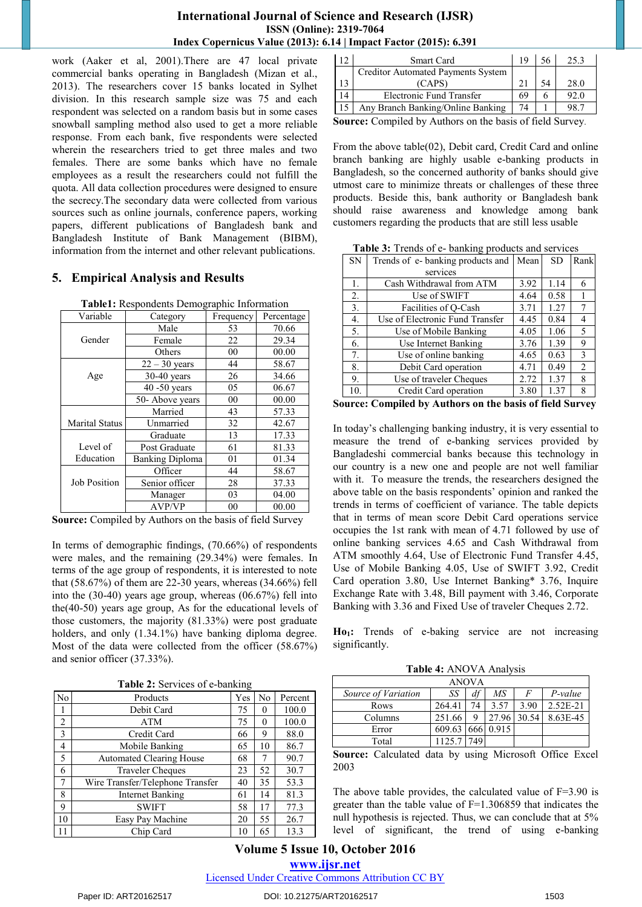work (Aaker et al, 2001).There are 47 local private commercial banks operating in Bangladesh (Mizan et al., 2013). The researchers cover 15 banks located in Sylhet division. In this research sample size was 75 and each respondent was selected on a random basis but in some cases snowball sampling method also used to get a more reliable response. From each bank, five respondents were selected wherein the researchers tried to get three males and two females. There are some banks which have no female employees as a result the researchers could not fulfill the quota. All data collection procedures were designed to ensure the secrecy.The secondary data were collected from various sources such as online journals, conference papers, working papers, different publications of Bangladesh bank and Bangladesh Institute of Bank Management (BIBM), information from the internet and other relevant publications.

## 5. Empirical Analysis and Results

**Table1:** Respondents Demographic Information

| Variable | Category | Frequency | Percentage |
|---|---|---|---|
| Gender | Male | 53 | 70.66 |
| | Female | 22 | 29.34 |
| | Others | 00 | 00.00 |
| Age | 22 – 30 years | 44 | 58.67 |
| | 30-40 years | 26 | 34.66 |
| | 40 -50 years | 05 | 06.67 |
| | 50- Above years | 00 | 00.00 |
| Marital Status | Married | 43 | 57.33 |
| | Unmarried | 32 | 42.67 |
| Level of Education | Graduate | 13 | 17.33 |
| | Post Graduate | 61 | 81.33 |
| | Banking Diploma | 01 | 01.34 |
| Job Position | Officer | 44 | 58.67 |
| | Senior officer | 28 | 37.33 |
| | Manager | 03 | 04.00 |
| | AVP/VP | 00 | 00.00 |

**Source:** Compiled by Authors on the basis of field Survey

In terms of demographic findings, (70.66%) of respondents were males, and the remaining (29.34%) were females. In terms of the age group of respondents, it is interested to note that (58.67%) of them are 22-30 years, whereas (34.66%) fell into the (30-40) years age group, whereas (06.67%) fell into the(40-50) years age group, As for the educational levels of those customers, the majority (81.33%) were post graduate holders, and only (1.34.1%) have banking diploma degree. Most of the data were collected from the officer (58.67%) and senior officer (37.33%).

**Table 2:** Services of e-banking

| No | Products | Yes | No | Percent |
|---|---|---|---|---|
| 1 | Debit Card | 75 | 0 | 100.0 |
| 2 | ATM | 75 | 0 | 100.0 |
| 3 | Credit Card | 66 | 9 | 88.0 |
| 4 | Mobile Banking | 65 | 10 | 86.7 |
| 5 | Automated Clearing House | 68 | 7 | 90.7 |
| 6 | Traveler Cheques | 23 | 52 | 30.7 |
| 7 | Wire Transfer/Telephone Transfer | 40 | 35 | 53.3 |
| 8 | Internet Banking | 61 | 14 | 81.3 |
| 9 | SWIFT | 58 | 17 | 77.3 |
| 10 | Easy Pay Machine | 20 | 55 | 26.7 |
| 11 | Chip Card | 10 | 65 | 13.3 |
| 12 | Smart Card | 19 | 56 | 25.3 |
| 13 | Creditor Automated Payments System (CAPS) | 21 | 54 | 28.0 |
| 14 | Electronic Fund Transfer | 69 | 6 | 92.0 |
| 15 | Any Branch Banking/Online Banking | 74 | 1 | 98.7 |

**Source:** Compiled by Authors on the basis of field Survey.

From the above table(02), Debit card, Credit Card and online branch banking are highly usable e-banking products in Bangladesh, so the concerned authority of banks should give utmost care to minimize threats or challenges of these three products. Beside this, bank authority or Bangladesh bank should raise awareness and knowledge among bank customers regarding the products that are still less usable

**Table 3:** Trends of e- banking products and services

| SN | Trends of e- banking products and services | Mean | SD | Rank |
|---|---|---|---|---|
| 1. | Cash Withdrawal from ATM | 3.92 | 1.14 | 6 |
| 2. | Use of SWIFT | 4.64 | 0.58 | 1 |
| 3. | Facilities of Q-Cash | 3.71 | 1.27 | 7 |
| 4. | Use of Electronic Fund Transfer | 4.45 | 0.84 | 4 |
| 5. | Use of Mobile Banking | 4.05 | 1.06 | 5 |
| 6. | Use Internet Banking | 3.76 | 1.39 | 9 |
| 7. | Use of online banking | 4.65 | 0.63 | 3 |
| 8. | Debit Card operation | 4.71 | 0.49 | 2 |
| 9. | Use of traveler Cheques | 2.72 | 1.37 | 8 |
| 10. | Credit Card operation | 3.80 | 1.37 | 8 |

**Source: Compiled by Authors on the basis of field Survey**

In today's challenging banking industry, it is very essential to measure the trend of e-banking services provided by Bangladeshi commercial banks because this technology in our country is a new one and people are not well familiar with it. To measure the trends, the researchers designed the above table on the basis respondents' opinion and ranked the trends in terms of coefficient of variance. The table depicts that in terms of mean score Debit Card operations service occupies the 1st rank with mean of 4.71 followed by use of online banking services 4.65 and Cash Withdrawal from ATM smoothly 4.64, Use of Electronic Fund Transfer 4.45, Use of Mobile Banking 4.05, Use of SWIFT 3.92, Credit Card operation 3.80, Use Internet Banking* 3.76, Inquire Exchange Rate with 3.48, Bill payment with 3.46, Corporate Banking with 3.36 and Fixed Use of traveler Cheques 2.72.

**$Ho_1$:** Trends of e-baking service are not increasing significantly.

**Table 4:** ANOVA Analysis

| ANOVA | | | | | |
|---|---|---|---|---|---|
| *Source of Variation* | *SS* | *df* | *MS* | *F* | *P-value* |
| Rows | 264.41 | 74 | 3.57 | 3.90 | 2.52E-21 |
| Columns | 251.66 | 9 | 27.96 | 30.54 | 8.63E-45 |
| Error | 609.63 | 666 | 0.915 | | |
| Total | 1125.7 | 749 | | | |

**Source:** Calculated data by using Microsoft Office Excel 2003

The above table provides, the calculated value of F=3.90 is greater than the table value of F=1.306859 that indicates the null hypothesis is rejected. Thus, we can conclude that at 5% level of significant, the trend of using e-banking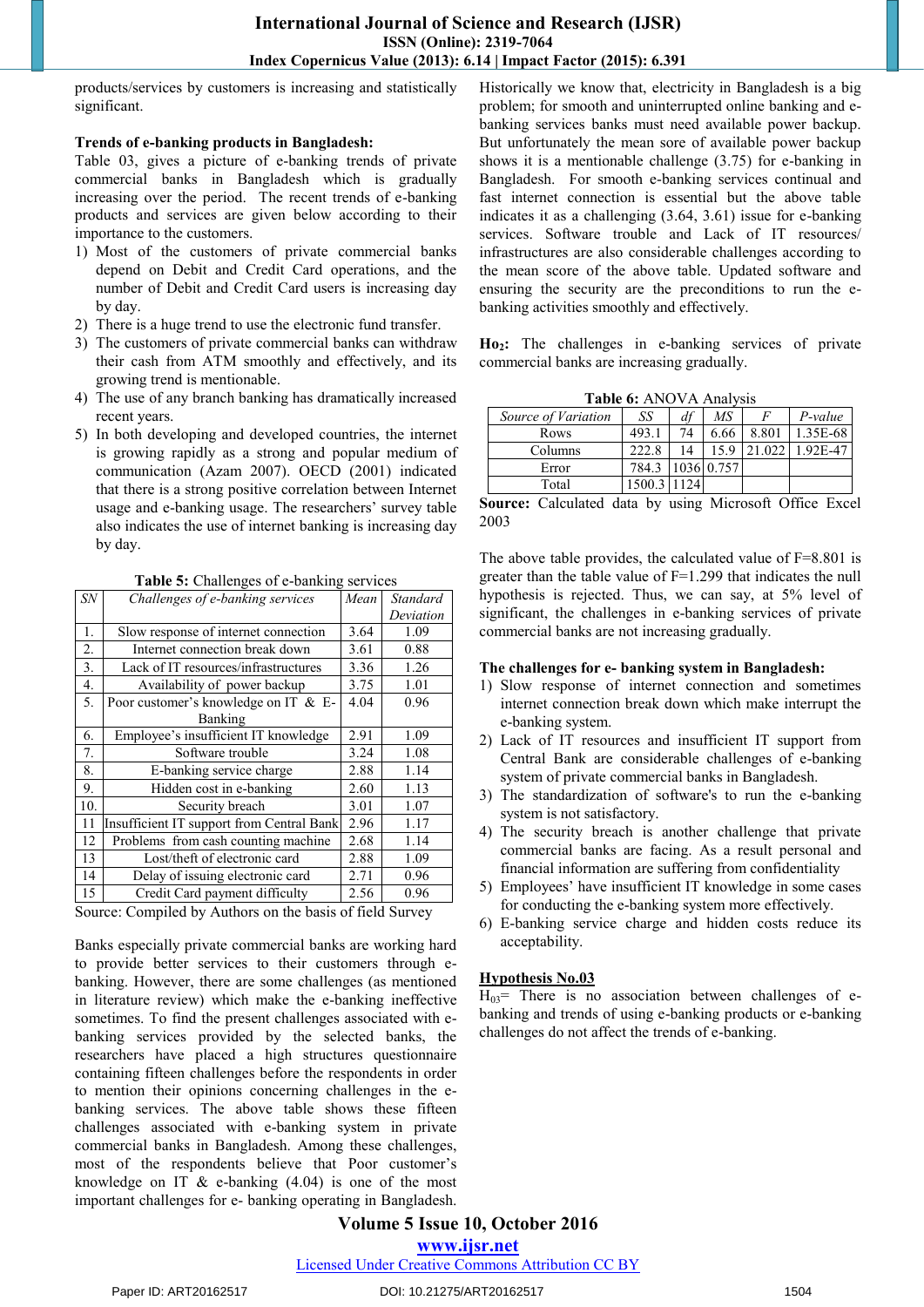products/services by customers is increasing and statistically significant.

**Trends of e-banking products in Bangladesh:**

Table 03, gives a picture of e-banking trends of private commercial banks in Bangladesh which is gradually increasing over the period. The recent trends of e-banking products and services are given below according to their importance to the customers.

1) Most of the customers of private commercial banks depend on Debit and Credit Card operations, and the number of Debit and Credit Card users is increasing day by day.
2) There is a huge trend to use the electronic fund transfer.
3) The customers of private commercial banks can withdraw their cash from ATM smoothly and effectively, and its growing trend is mentionable.
4) The use of any branch banking has dramatically increased recent years.
5) In both developing and developed countries, the internet is growing rapidly as a strong and popular medium of communication (Azam 2007). OECD (2001) indicated that there is a strong positive correlation between Internet usage and e-banking usage. The researchers' survey table also indicates the use of internet banking is increasing day by day.

**Table 5:** Challenges of e-banking services

| *SN* | *Challenges of e-banking services* | *Mean* | *Standard Deviation* |
|---|---|---|---|
| 1. | Slow response of internet connection | 3.64 | 1.09 |
| 2. | Internet connection break down | 3.61 | 0.88 |
| 3. | Lack of IT resources/infrastructures | 3.36 | 1.26 |
| 4. | Availability of power backup | 3.75 | 1.01 |
| 5. | Poor customer's knowledge on IT & E-Banking | 4.04 | 0.96 |
| 6. | Employee's insufficient IT knowledge | 2.91 | 1.09 |
| 7. | Software trouble | 3.24 | 1.08 |
| 8. | E-banking service charge | 2.88 | 1.14 |
| 9. | Hidden cost in e-banking | 2.60 | 1.13 |
| 10. | Security breach | 3.01 | 1.07 |
| 11 | Insufficient IT support from Central Bank | 2.96 | 1.17 |
| 12 | Problems from cash counting machine | 2.68 | 1.14 |
| 13 | Lost/theft of electronic card | 2.88 | 1.09 |
| 14 | Delay of issuing electronic card | 2.71 | 0.96 |
| 15 | Credit Card payment difficulty | 2.56 | 0.96 |

Source: Compiled by Authors on the basis of field Survey

Banks especially private commercial banks are working hard to provide better services to their customers through e-banking. However, there are some challenges (as mentioned in literature review) which make the e-banking ineffective sometimes. To find the present challenges associated with e-banking services provided by the selected banks, the researchers have placed a high structures questionnaire containing fifteen challenges before the respondents in order to mention their opinions concerning challenges in the e-banking services. The above table shows these fifteen challenges associated with e-banking system in private commercial banks in Bangladesh. Among these challenges, most of the respondents believe that Poor customer's knowledge on IT & e-banking (4.04) is one of the most important challenges for e- banking operating in Bangladesh.

Historically we know that, electricity in Bangladesh is a big problem; for smooth and uninterrupted online banking and e-banking services banks must need available power backup. But unfortunately the mean sore of available power backup shows it is a mentionable challenge (3.75) for e-banking in Bangladesh. For smooth e-banking services continual and fast internet connection is essential but the above table indicates it as a challenging (3.64, 3.61) issue for e-banking services. Software trouble and Lack of IT resources/ infrastructures are also considerable challenges according to the mean score of the above table. Updated software and ensuring the security are the preconditions to run the e-banking activities smoothly and effectively.

**$H_{o2}$:** The challenges in e-banking services of private commercial banks are increasing gradually.

**Table 6:** ANOVA Analysis

| *Source of Variation* | *SS* | *df* | *MS* | *F* | *P-value* |
|---|---|---|---|---|---|
| Rows | 493.1 | 74 | 6.66 | 8.801 | 1.35E-68 |
| Columns | 222.8 | 14 | 15.9 | 21.022 | 1.92E-47 |
| Error | 784.3 | 1036 | 0.757 | | |
| Total | 1500.3 | 1124 | | | |

**Source:** Calculated data by using Microsoft Office Excel 2003

The above table provides, the calculated value of F=8.801 is greater than the table value of F=1.299 that indicates the null hypothesis is rejected. Thus, we can say, at 5% level of significant, the challenges in e-banking services of private commercial banks are not increasing gradually.

**The challenges for e- banking system in Bangladesh:**

1) Slow response of internet connection and sometimes internet connection break down which make interrupt the e-banking system.
2) Lack of IT resources and insufficient IT support from Central Bank are considerable challenges of e-banking system of private commercial banks in Bangladesh.
3) The standardization of software's to run the e-banking system is not satisfactory.
4) The security breach is another challenge that private commercial banks are facing. As a result personal and financial information are suffering from confidentiality
5) Employees' have insufficient IT knowledge in some cases for conducting the e-banking system more effectively.
6) E-banking service charge and hidden costs reduce its acceptability.

**<u>Hypothesis No.03</u>**

$H_{03}$= There is no association between challenges of e-banking and trends of using e-banking products or e-banking challenges do not affect the trends of e-banking.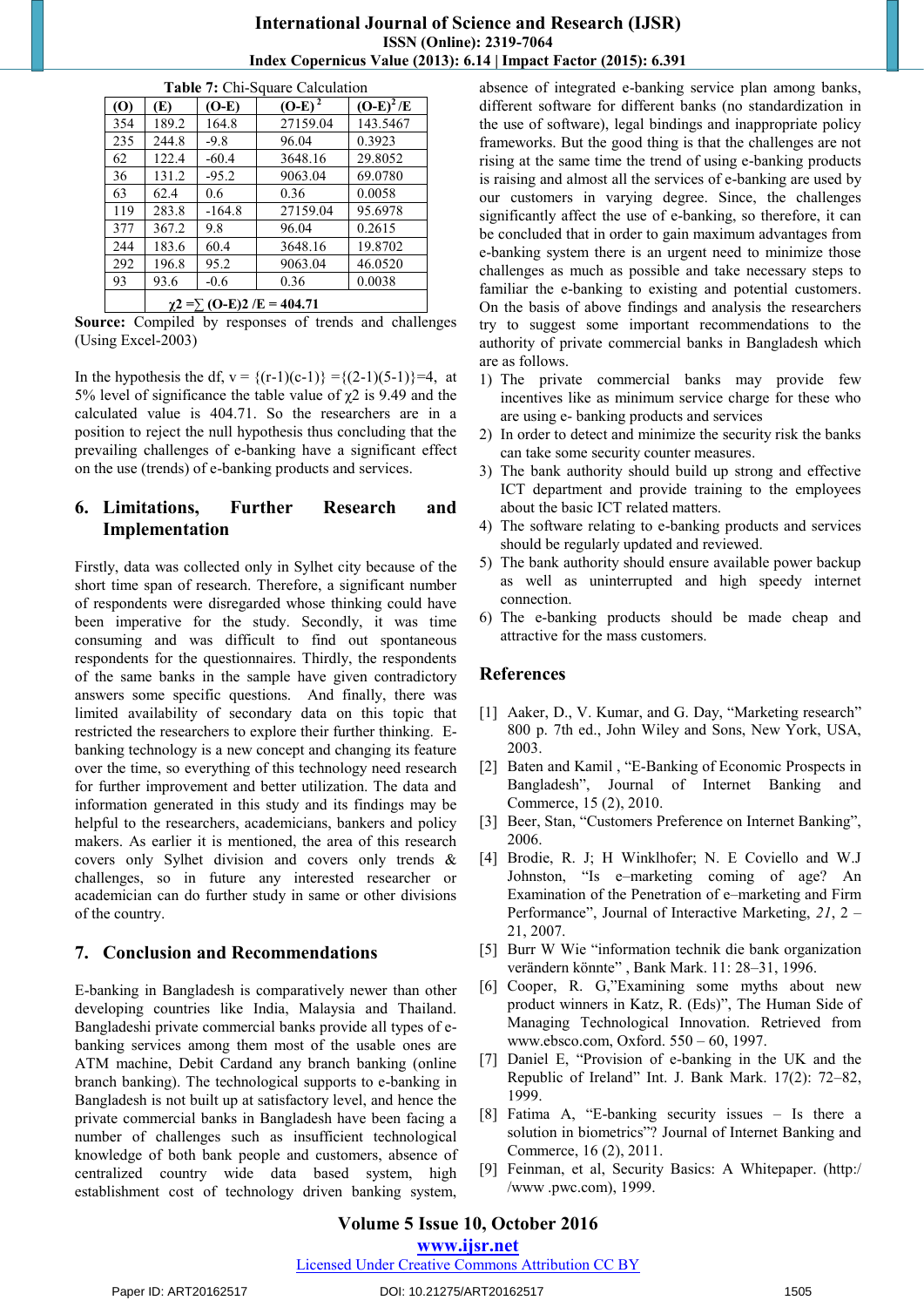**Table 7:** Chi-Square Calculation

| (O) | (E) | (O-E) | $(O-E)^2$ | $(O-E)^2/E$ |
|---|---|---|---|---|
| 354 | 189.2 | 164.8 | 27159.04 | 143.5467 |
| 235 | 244.8 | -9.8 | 96.04 | 0.3923 |
| 62 | 122.4 | -60.4 | 3648.16 | 29.8052 |
| 36 | 131.2 | -95.2 | 9063.04 | 69.0780 |
| 63 | 62.4 | 0.6 | 0.36 | 0.0058 |
| 119 | 283.8 | -164.8 | 27159.04 | 95.6978 |
| 377 | 367.2 | 9.8 | 96.04 | 0.2615 |
| 244 | 183.6 | 60.4 | 3648.16 | 19.8702 |
| 292 | 196.8 | 95.2 | 9063.04 | 46.0520 |
| 93 | 93.6 | -0.6 | 0.36 | 0.0038 |
| | $\chi^2 = \sum (O-E)^2 / E = 404.71$ | | | |

**Source:** Compiled by responses of trends and challenges (Using Excel-2003)

In the hypothesis the df, v = {(r-1)(c-1)} ={(2-1)(5-1)}=4, at 5% level of significance the table value of $\chi^2$ is 9.49 and the calculated value is 404.71. So the researchers are in a position to reject the null hypothesis thus concluding that the prevailing challenges of e-banking have a significant effect on the use (trends) of e-banking products and services.

## 6. Limitations, Further Research and Implementation

Firstly, data was collected only in Sylhet city because of the short time span of research. Therefore, a significant number of respondents were disregarded whose thinking could have been imperative for the study. Secondly, it was time consuming and was difficult to find out spontaneous respondents for the questionnaires. Thirdly, the respondents of the same banks in the sample have given contradictory answers some specific questions. And finally, there was limited availability of secondary data on this topic that restricted the researchers to explore their further thinking. E-banking technology is a new concept and changing its feature over the time, so everything of this technology need research for further improvement and better utilization. The data and information generated in this study and its findings may be helpful to the researchers, academicians, bankers and policy makers. As earlier it is mentioned, the area of this research covers only Sylhet division and covers only trends & challenges, so in future any interested researcher or academician can do further study in same or other divisions of the country.

## 7. Conclusion and Recommendations

E-banking in Bangladesh is comparatively newer than other developing countries like India, Malaysia and Thailand. Bangladeshi private commercial banks provide all types of e-banking services among them most of the usable ones are ATM machine, Debit Cardand any branch banking (online branch banking). The technological supports to e-banking in Bangladesh is not built up at satisfactory level, and hence the private commercial banks in Bangladesh have been facing a number of challenges such as insufficient technological knowledge of both bank people and customers, absence of centralized country wide data based system, high establishment cost of technology driven banking system, absence of integrated e-banking service plan among banks, different software for different banks (no standardization in the use of software), legal bindings and inappropriate policy frameworks. But the good thing is that the challenges are not rising at the same time the trend of using e-banking products is raising and almost all the services of e-banking are used by our customers in varying degree. Since, the challenges significantly affect the use of e-banking, so therefore, it can be concluded that in order to gain maximum advantages from e-banking system there is an urgent need to minimize those challenges as much as possible and take necessary steps to familiar the e-banking to existing and potential customers. On the basis of above findings and analysis the researchers try to suggest some important recommendations to the authority of private commercial banks in Bangladesh which are as follows.

1) The private commercial banks may provide few incentives like as minimum service charge for these who are using e- banking products and services
2) In order to detect and minimize the security risk the banks can take some security counter measures.
3) The bank authority should build up strong and effective ICT department and provide training to the employees about the basic ICT related matters.
4) The software relating to e-banking products and services should be regularly updated and reviewed.
5) The bank authority should ensure available power backup as well as uninterrupted and high speedy internet connection.
6) The e-banking products should be made cheap and attractive for the mass customers.

## References

[1] Aaker, D., V. Kumar, and G. Day, "Marketing research" 800 p. 7th ed., John Wiley and Sons, New York, USA, 2003.

[2] Baten and Kamil , "E-Banking of Economic Prospects in Bangladesh", Journal of Internet Banking and Commerce, 15 (2), 2010.

[3] Beer, Stan, "Customers Preference on Internet Banking", 2006.

[4] Brodie, R. J; H Winklhofer; N. E Coviello and W.J Johnston, "Is e–marketing coming of age? An Examination of the Penetration of e–marketing and Firm Performance", Journal of Interactive Marketing, *21*, 2 – 21, 2007.

[5] Burr W Wie "information technik die bank organization verändern könnte" , Bank Mark. 11: 28–31, 1996.

[6] Cooper, R. G,"Examining some myths about new product winners in Katz, R. (Eds)", The Human Side of Managing Technological Innovation. Retrieved from www.ebsco.com, Oxford. 550 – 60, 1997.

[7] Daniel E, "Provision of e-banking in the UK and the Republic of Ireland" Int. J. Bank Mark. 17(2): 72–82, 1999.

[8] Fatima A, "E-banking security issues – Is there a solution in biometrics"? Journal of Internet Banking and Commerce, 16 (2), 2011.

[9] Feinman, et al, Security Basics: A Whitepaper. (http://www .pwc.com), 1999.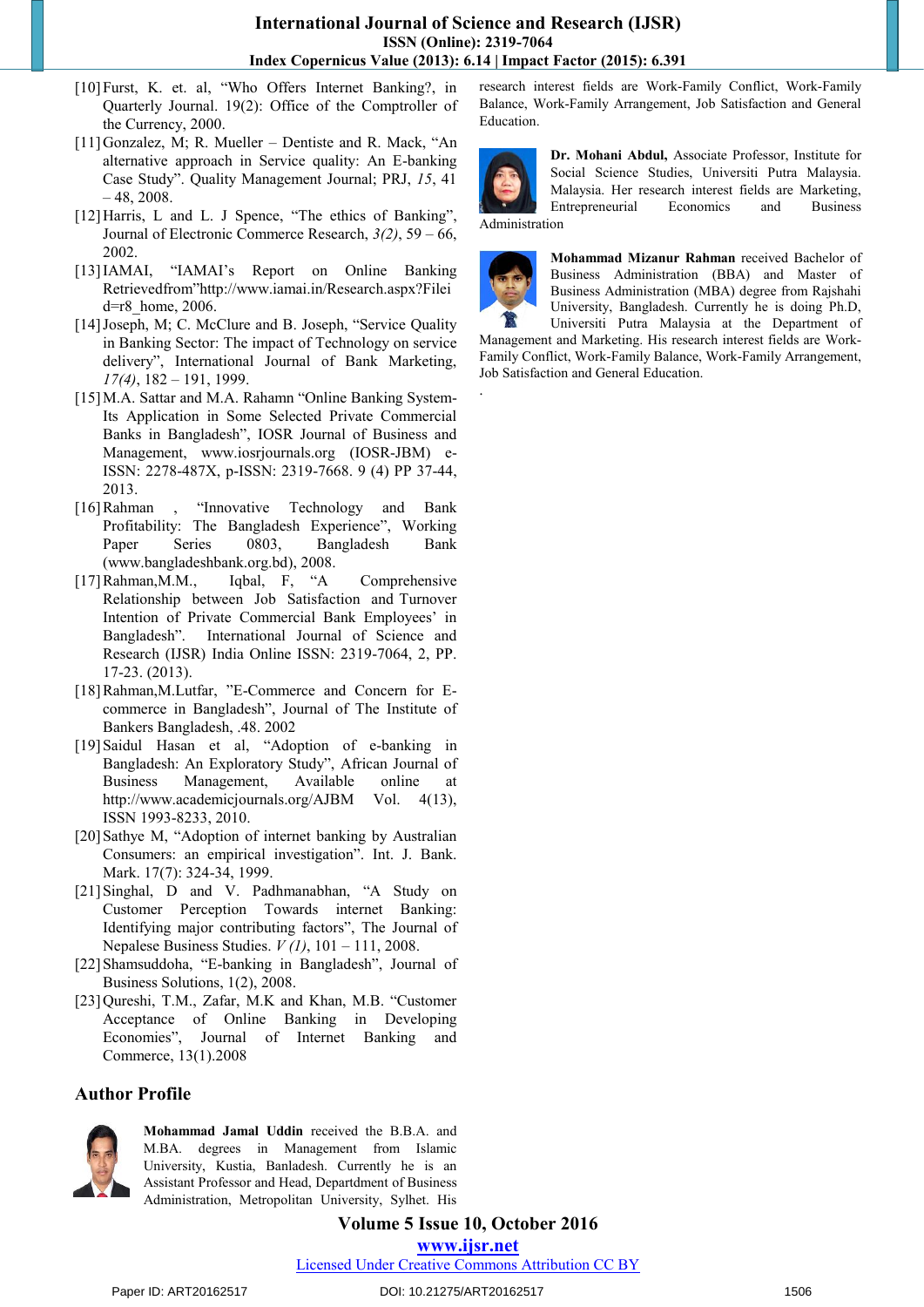[10] Furst, K. et. al, "Who Offers Internet Banking?, in Quarterly Journal. 19(2): Office of the Comptroller of the Currency, 2000.

[11] Gonzalez, M; R. Mueller – Dentiste and R. Mack, "An alternative approach in Service quality: An E-banking Case Study". Quality Management Journal; PRJ, *15*, 41 – 48, 2008.

[12] Harris, L and L. J Spence, "The ethics of Banking", Journal of Electronic Commerce Research, *3(2)*, 59 – 66, 2002.

[13] IAMAI, "IAMAI's Report on Online Banking Retrievedfrom"http://www.iamai.in/Research.aspx?Fileid=r8_home, 2006.

[14] Joseph, M; C. McClure and B. Joseph, "Service Quality in Banking Sector: The impact of Technology on service delivery", International Journal of Bank Marketing, *17(4)*, 182 – 191, 1999.

[15] M.A. Sattar and M.A. Rahamn "Online Banking System-Its Application in Some Selected Private Commercial Banks in Bangladesh", IOSR Journal of Business and Management, www.iosrjournals.org (IOSR-JBM) e-ISSN: 2278-487X, p-ISSN: 2319-7668. 9 (4) PP 37-44, 2013.

[16] Rahman , "Innovative Technology and Bank Profitability: The Bangladesh Experience", Working Paper Series 0803, Bangladesh Bank (www.bangladeshbank.org.bd), 2008.

[17] Rahman,M.M., Iqbal, F, "A Comprehensive Relationship between Job Satisfaction and Turnover Intention of Private Commercial Bank Employees' in Bangladesh". International Journal of Science and Research (IJSR) India Online ISSN: 2319-7064, 2, PP. 17-23. (2013).

[18] Rahman,M.Lutfar, "E-Commerce and Concern for E-commerce in Bangladesh", Journal of The Institute of Bankers Bangladesh, .48. 2002

[19] Saidul Hasan et al, "Adoption of e-banking in Bangladesh: An Exploratory Study", African Journal of Business Management, Available online at http://www.academicjournals.org/AJBM Vol. 4(13), ISSN 1993-8233, 2010.

[20] Sathye M, "Adoption of internet banking by Australian Consumers: an empirical investigation". Int. J. Bank. Mark. 17(7): 324-34, 1999.

[21] Singhal, D and V. Padhmanabhan, "A Study on Customer Perception Towards internet Banking: Identifying major contributing factors", The Journal of Nepalese Business Studies. *V (1)*, 101 – 111, 2008.

[22] Shamsuddoha, "E-banking in Bangladesh", Journal of Business Solutions, 1(2), 2008.

[23] Qureshi, T.M., Zafar, M.K and Khan, M.B. "Customer Acceptance of Online Banking in Developing Economies", Journal of Internet Banking and Commerce, 13(1).2008

## Author Profile

**Mohammad Jamal Uddin** received the B.B.A. and M.BA. degrees in Management from Islamic University, Kustia, Banladesh. Currently he is an Assistant Professor and Head, Depratdment of Business Administration, Metropolitan University, Sylhet. His research interest fields are Work-Family Conflict, Work-Family Balance, Work-Family Arrangement, Job Satisfaction and General Education.

**Dr. Mohani Abdul,** Associate Professor, Institute for Social Science Studies, Universiti Putra Malaysia. Malaysia. Her research interest fields are Marketing, Entrepreneurial Economics and Business Administration

**Mohammad Mizanur Rahman** received Bachelor of Business Administration (BBA) and Master of Business Administration (MBA) degree from Rajshahi University, Bangladesh. Currently he is doing Ph.D, Universiti Putra Malaysia at the Department of Management and Marketing. His research interest fields are Work-Family Conflict, Work-Family Balance, Work-Family Arrangement, Job Satisfaction and General Education.